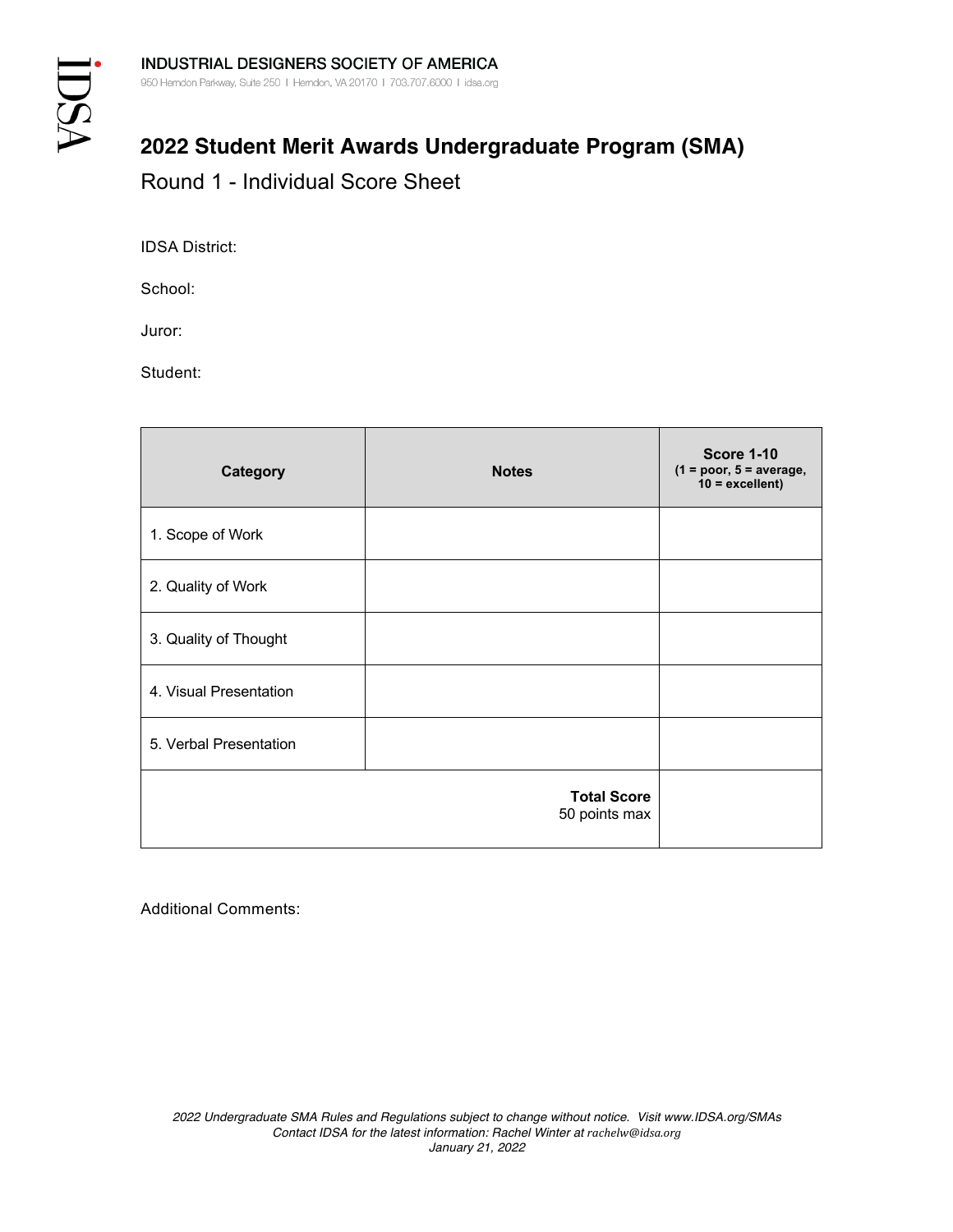INDUSTRIAL DESIGNERS SOCIETY OF AMERICA

950 Herndon Parkway, Suite 250 | Herndon, VA 20170 | 703.707.6000 | idsa.org

# 2022 Student Merit Awards Undergraduate Program (SMA)

## Round 1 - Individual Score Sheet

IDSA District:

School:

Juror:

Student:

| Category | Notes | Score 1-10 (1 = poor, 5 = average, 10 = excellent) |
|---|---|---|
| 1. Scope of Work | | |
| 2. Quality of Work | | |
| 3. Quality of Thought | | |
| 4. Visual Presentation | | |
| 5. Verbal Presentation | | |
| | **Total Score** 50 points max | |

Additional Comments:

*2022 Undergraduate SMA Rules and Regulations subject to change without notice. Visit www.IDSA.org/SMAs*
*Contact IDSA for the latest information: Rachel Winter at rachelw@idsa.org*
*January 21, 2022*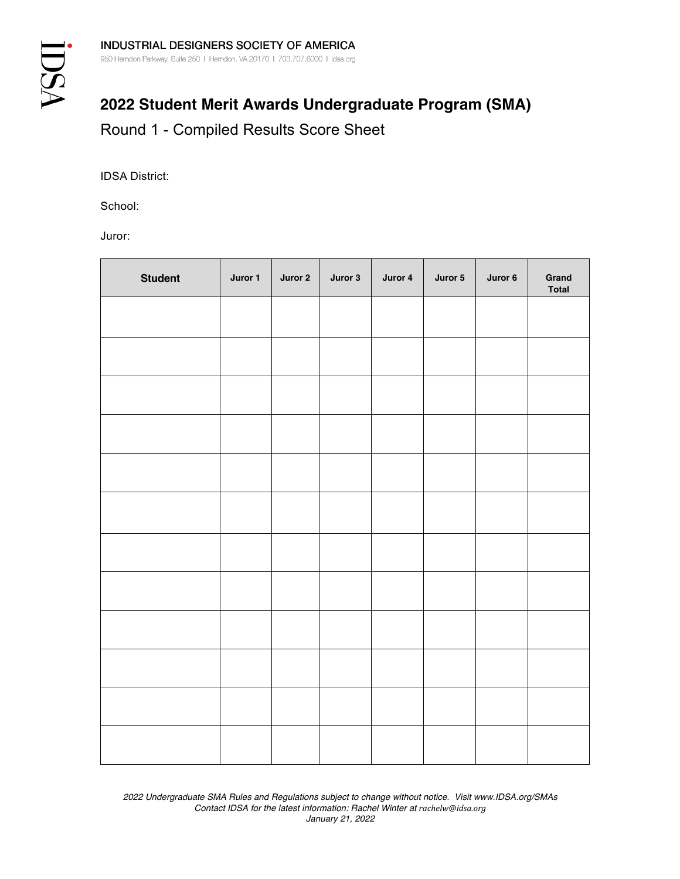INDUSTRIAL DESIGNERS SOCIETY OF AMERICA

950 Herndon Parkway, Suite 250 | Herndon, VA 20170 | 703.707.6000 | idsa.org

# 2022 Student Merit Awards Undergraduate Program (SMA)

## Round 1 - Compiled Results Score Sheet

IDSA District:

School:

Juror:

| Student | Juror 1 | Juror 2 | Juror 3 | Juror 4 | Juror 5 | Juror 6 | Grand Total |
|---|---|---|---|---|---|---|---|
| | | | | | | | |
| | | | | | | | |
| | | | | | | | |
| | | | | | | | |
| | | | | | | | |
| | | | | | | | |
| | | | | | | | |
| | | | | | | | |
| | | | | | | | |
| | | | | | | | |
| | | | | | | | |
| | | | | | | | |

*2022 Undergraduate SMA Rules and Regulations subject to change without notice. Visit www.IDSA.org/SMAs*
*Contact IDSA for the latest information: Rachel Winter at rachelw@idsa.org*
*January 21, 2022*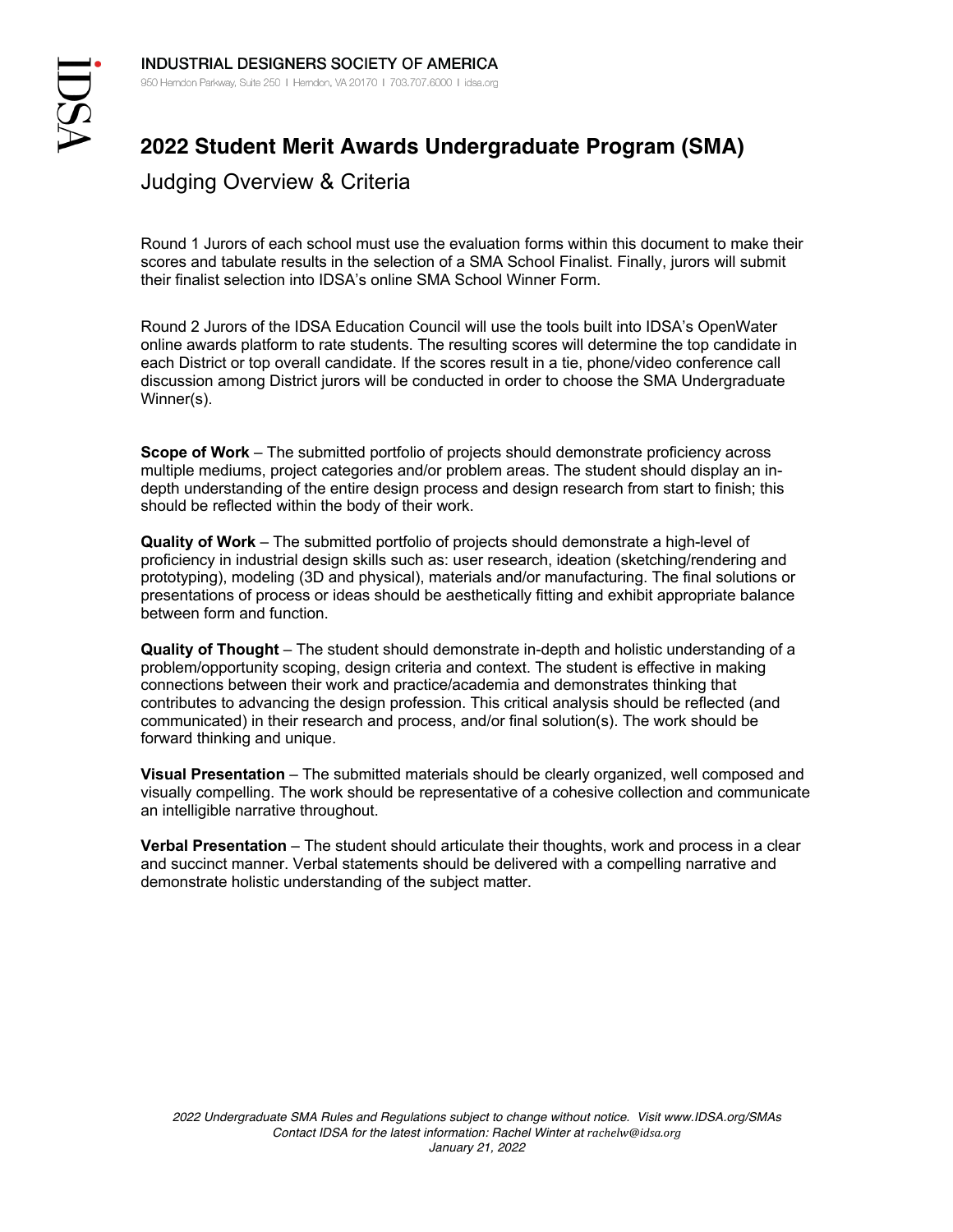INDUSTRIAL DESIGNERS SOCIETY OF AMERICA

950 Herndon Parkway, Suite 250 | Herndon, VA 20170 | 703.707.6000 | idsa.org

# 2022 Student Merit Awards Undergraduate Program (SMA)

## Judging Overview & Criteria

Round 1 Jurors of each school must use the evaluation forms within this document to make their scores and tabulate results in the selection of a SMA School Finalist. Finally, jurors will submit their finalist selection into IDSA's online SMA School Winner Form.

Round 2 Jurors of the IDSA Education Council will use the tools built into IDSA's OpenWater online awards platform to rate students. The resulting scores will determine the top candidate in each District or top overall candidate. If the scores result in a tie, phone/video conference call discussion among District jurors will be conducted in order to choose the SMA Undergraduate Winner(s).

**Scope of Work** – The submitted portfolio of projects should demonstrate proficiency across multiple mediums, project categories and/or problem areas. The student should display an in-depth understanding of the entire design process and design research from start to finish; this should be reflected within the body of their work.

**Quality of Work** – The submitted portfolio of projects should demonstrate a high-level of proficiency in industrial design skills such as: user research, ideation (sketching/rendering and prototyping), modeling (3D and physical), materials and/or manufacturing. The final solutions or presentations of process or ideas should be aesthetically fitting and exhibit appropriate balance between form and function.

**Quality of Thought** – The student should demonstrate in-depth and holistic understanding of a problem/opportunity scoping, design criteria and context. The student is effective in making connections between their work and practice/academia and demonstrates thinking that contributes to advancing the design profession. This critical analysis should be reflected (and communicated) in their research and process, and/or final solution(s). The work should be forward thinking and unique.

**Visual Presentation** – The submitted materials should be clearly organized, well composed and visually compelling. The work should be representative of a cohesive collection and communicate an intelligible narrative throughout.

**Verbal Presentation** – The student should articulate their thoughts, work and process in a clear and succinct manner. Verbal statements should be delivered with a compelling narrative and demonstrate holistic understanding of the subject matter.

*2022 Undergraduate SMA Rules and Regulations subject to change without notice. Visit www.IDSA.org/SMAs*
*Contact IDSA for the latest information: Rachel Winter at rachelw@idsa.org*
*January 21, 2022*